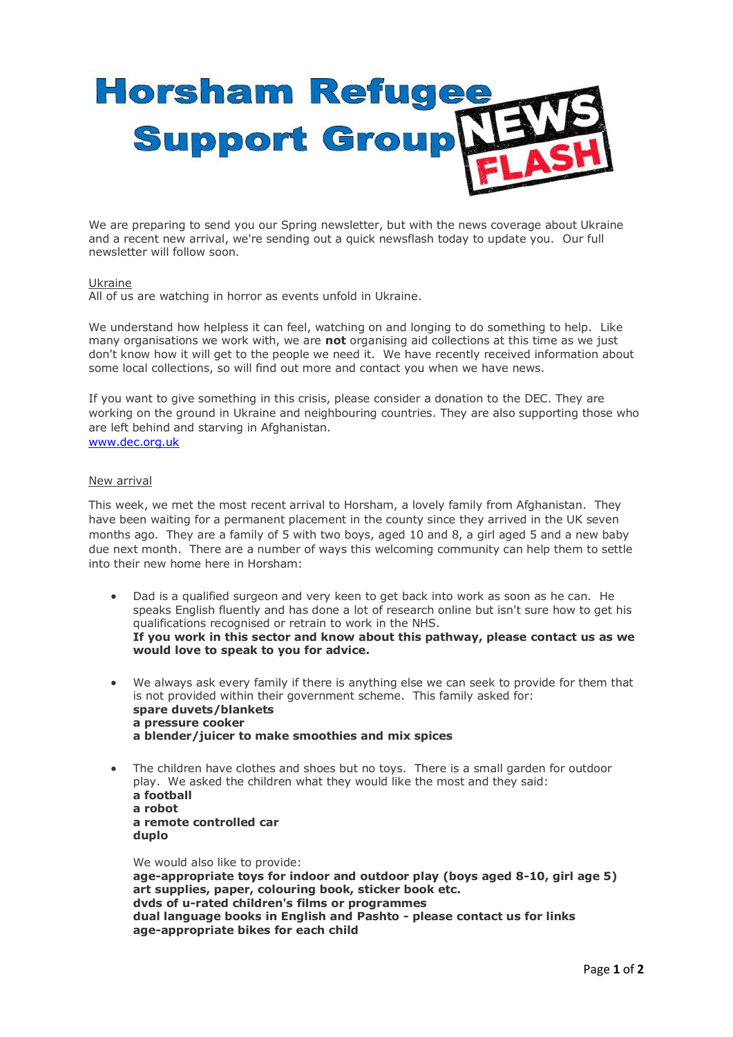# Horsham Refugee Support Group NEWS FLASH

We are preparing to send you our Spring newsletter, but with the news coverage about Ukraine and a recent new arrival, we're sending out a quick newsflash today to update you. Our full newsletter will follow soon.

## Ukraine

All of us are watching in horror as events unfold in Ukraine.

We understand how helpless it can feel, watching on and longing to do something to help. Like many organisations we work with, we are **not** organising aid collections at this time as we just don't know how it will get to the people we need it. We have recently received information about some local collections, so will find out more and contact you when we have news.

If you want to give something in this crisis, please consider a donation to the DEC. They are working on the ground in Ukraine and neighbouring countries. They are also supporting those who are left behind and starving in Afghanistan.
www.dec.org.uk

## New arrival

This week, we met the most recent arrival to Horsham, a lovely family from Afghanistan. They have been waiting for a permanent placement in the county since they arrived in the UK seven months ago. They are a family of 5 with two boys, aged 10 and 8, a girl aged 5 and a new baby due next month. There are a number of ways this welcoming community can help them to settle into their new home here in Horsham:

- Dad is a qualified surgeon and very keen to get back into work as soon as he can. He speaks English fluently and has done a lot of research online but isn't sure how to get his qualifications recognised or retrain to work in the NHS.
  **If you work in this sector and know about this pathway, please contact us as we would love to speak to you for advice.**

- We always ask every family if there is anything else we can seek to provide for them that is not provided within their government scheme. This family asked for:
  **spare duvets/blankets**
  **a pressure cooker**
  **a blender/juicer to make smoothies and mix spices**

- The children have clothes and shoes but no toys. There is a small garden for outdoor play. We asked the children what they would like the most and they said:
  **a football**
  **a robot**
  **a remote controlled car**
  **duplo**

  We would also like to provide:
  **age-appropriate toys for indoor and outdoor play (boys aged 8-10, girl age 5)**
  **art supplies, paper, colouring book, sticker book etc.**
  **dvds of u-rated children's films or programmes**
  **dual language books in English and Pashto - please contact us for links**
  **age-appropriate bikes for each child**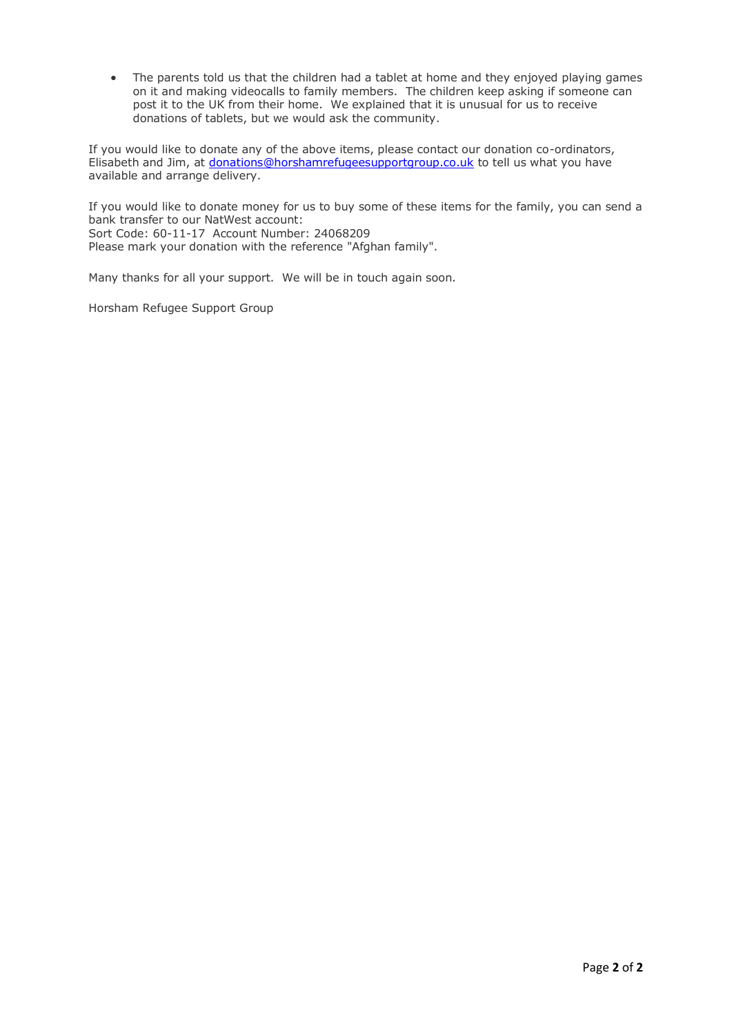- The parents told us that the children had a tablet at home and they enjoyed playing games on it and making videocalls to family members. The children keep asking if someone can post it to the UK from their home. We explained that it is unusual for us to receive donations of tablets, but we would ask the community.

If you would like to donate any of the above items, please contact our donation co-ordinators, Elisabeth and Jim, at donations@horshamrefugeesupportgroup.co.uk to tell us what you have available and arrange delivery.

If you would like to donate money for us to buy some of these items for the family, you can send a bank transfer to our NatWest account:
Sort Code: 60-11-17 Account Number: 24068209
Please mark your donation with the reference "Afghan family".

Many thanks for all your support. We will be in touch again soon.

Horsham Refugee Support Group